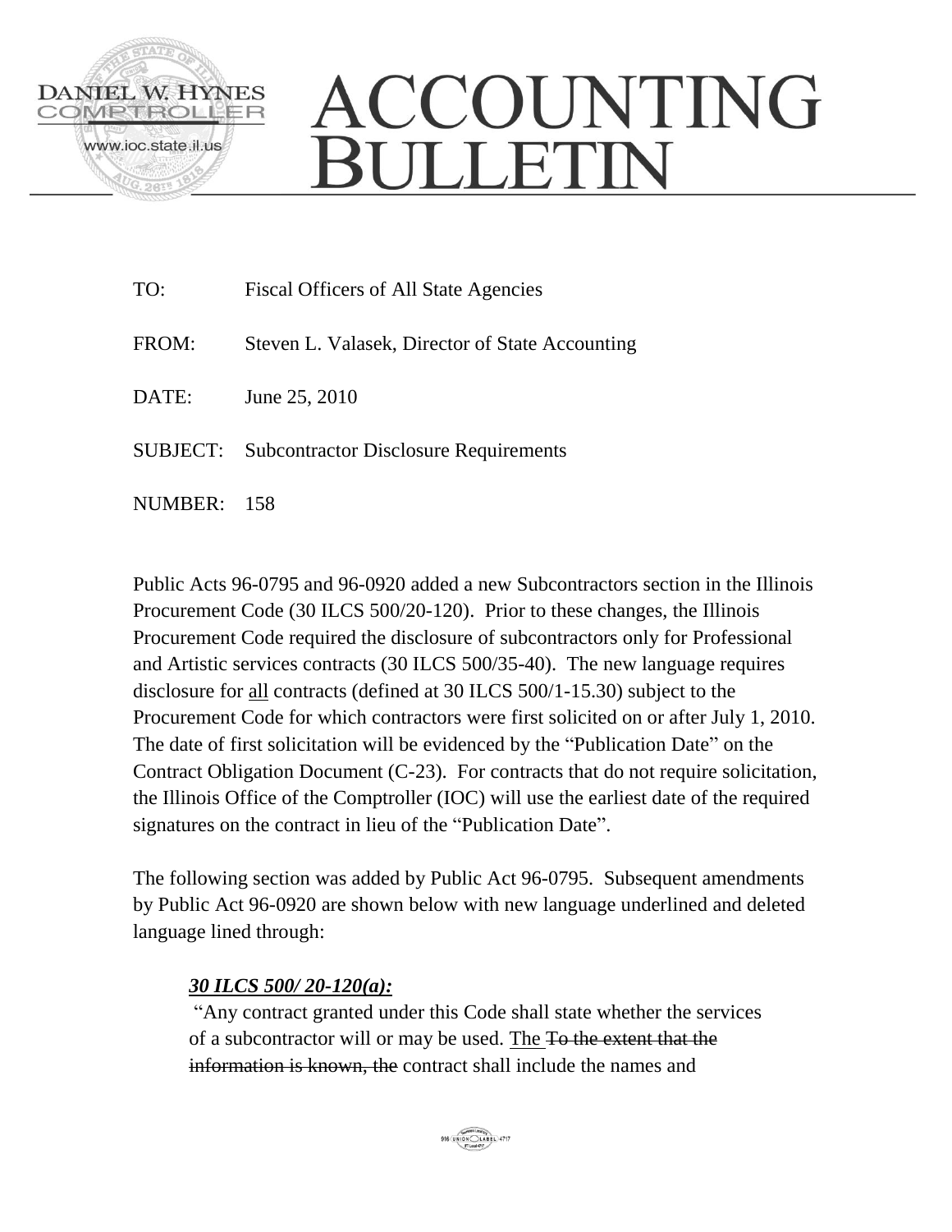DANIEL W. HYNES
COMPTROLLER
www.ioc.state.il.us

# ACCOUNTING BULLETIN

TO: Fiscal Officers of All State Agencies

FROM: Steven L. Valasek, Director of State Accounting

DATE: June 25, 2010

SUBJECT: Subcontractor Disclosure Requirements

NUMBER: 158

Public Acts 96-0795 and 96-0920 added a new Subcontractors section in the Illinois Procurement Code (30 ILCS 500/20-120). Prior to these changes, the Illinois Procurement Code required the disclosure of subcontractors only for Professional and Artistic services contracts (30 ILCS 500/35-40). The new language requires disclosure for <u>all</u> contracts (defined at 30 ILCS 500/1-15.30) subject to the Procurement Code for which contractors were first solicited on or after July 1, 2010. The date of first solicitation will be evidenced by the "Publication Date" on the Contract Obligation Document (C-23). For contracts that do not require solicitation, the Illinois Office of the Comptroller (IOC) will use the earliest date of the required signatures on the contract in lieu of the "Publication Date".

The following section was added by Public Act 96-0795. Subsequent amendments by Public Act 96-0920 are shown below with new language underlined and deleted language lined through:

***<u>30 ILCS 500/ 20-120(a):</u>***

"Any contract granted under this Code shall state whether the services of a subcontractor will or may be used. <u>The</u> ~~To the extent that the information is known, the~~ contract shall include the names and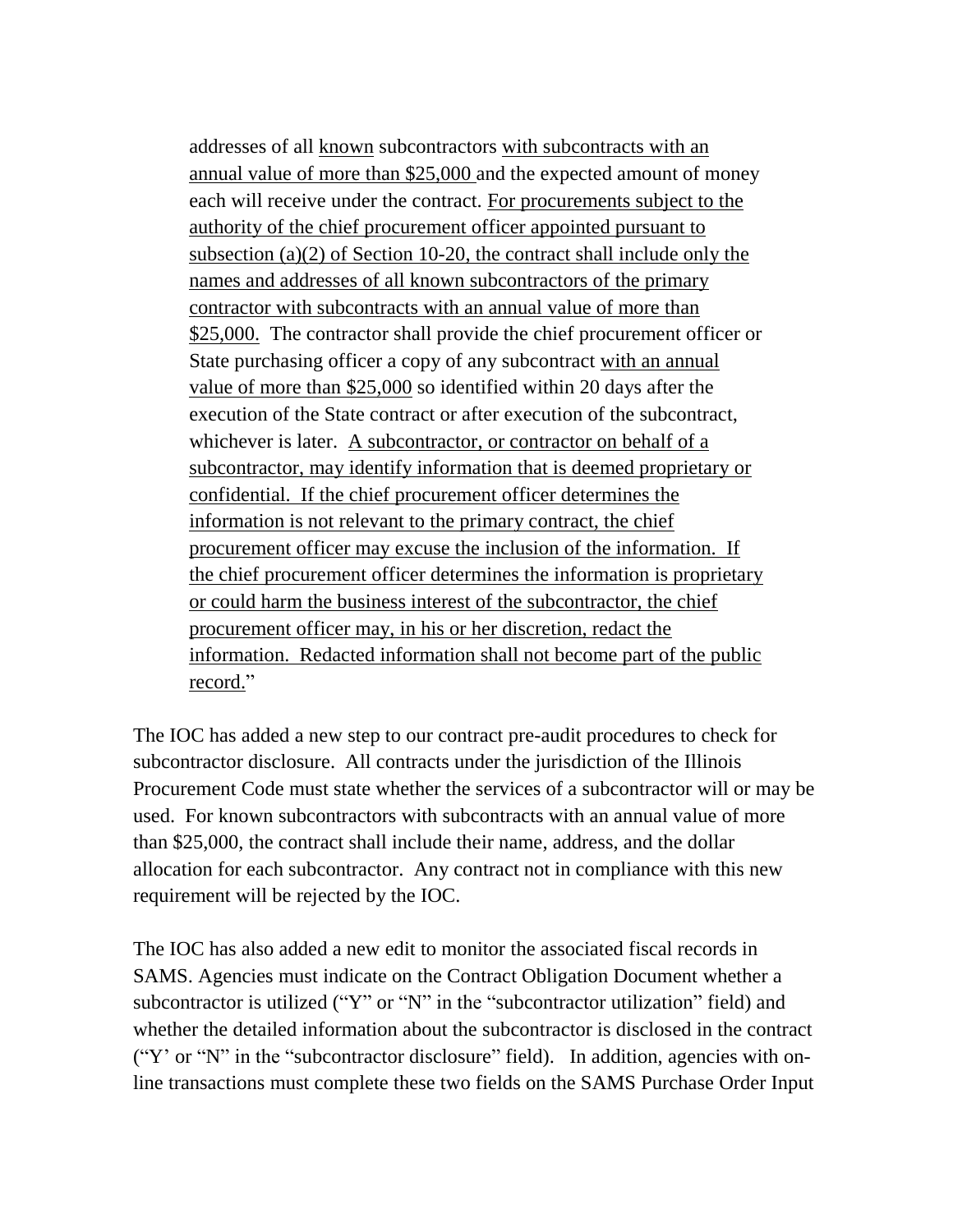> addresses of all <u>known</u> subcontractors <u>with subcontracts with an annual value of more than $25,000</u> and the expected amount of money each will receive under the contract. <u>For procurements subject to the authority of the chief procurement officer appointed pursuant to subsection (a)(2) of Section 10-20, the contract shall include only the names and addresses of all known subcontractors of the primary contractor with subcontracts with an annual value of more than $25,000.</u> The contractor shall provide the chief procurement officer or State purchasing officer a copy of any subcontract <u>with an annual value of more than $25,000</u> so identified within 20 days after the execution of the State contract or after execution of the subcontract, whichever is later. <u>A subcontractor, or contractor on behalf of a subcontractor, may identify information that is deemed proprietary or confidential. If the chief procurement officer determines the information is not relevant to the primary contract, the chief procurement officer may excuse the inclusion of the information. If the chief procurement officer determines the information is proprietary or could harm the business interest of the subcontractor, the chief procurement officer may, in his or her discretion, redact the information. Redacted information shall not become part of the public record.</u>"

The IOC has added a new step to our contract pre-audit procedures to check for subcontractor disclosure. All contracts under the jurisdiction of the Illinois Procurement Code must state whether the services of a subcontractor will or may be used. For known subcontractors with subcontracts with an annual value of more than $25,000, the contract shall include their name, address, and the dollar allocation for each subcontractor. Any contract not in compliance with this new requirement will be rejected by the IOC.

The IOC has also added a new edit to monitor the associated fiscal records in SAMS. Agencies must indicate on the Contract Obligation Document whether a subcontractor is utilized ("Y" or "N" in the "subcontractor utilization" field) and whether the detailed information about the subcontractor is disclosed in the contract ("Y' or "N" in the "subcontractor disclosure" field). In addition, agencies with on-line transactions must complete these two fields on the SAMS Purchase Order Input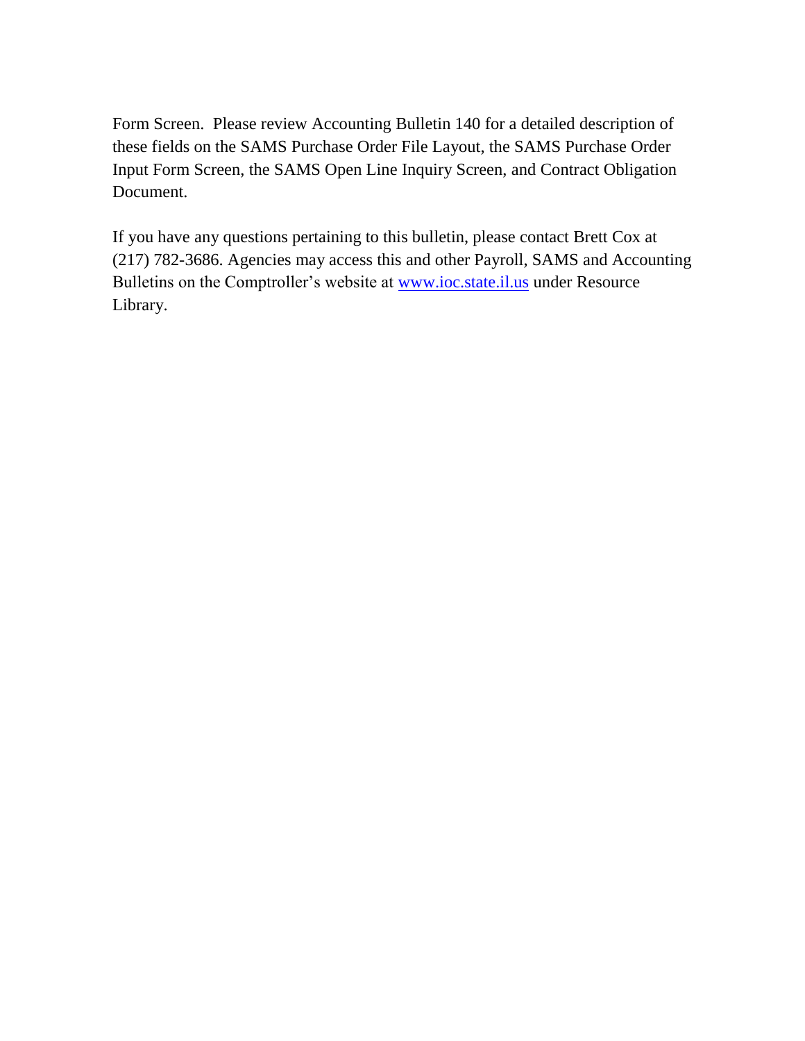Form Screen. Please review Accounting Bulletin 140 for a detailed description of these fields on the SAMS Purchase Order File Layout, the SAMS Purchase Order Input Form Screen, the SAMS Open Line Inquiry Screen, and Contract Obligation Document.

If you have any questions pertaining to this bulletin, please contact Brett Cox at (217) 782-3686. Agencies may access this and other Payroll, SAMS and Accounting Bulletins on the Comptroller's website at [www.ioc.state.il.us](http://www.ioc.state.il.us) under Resource Library.